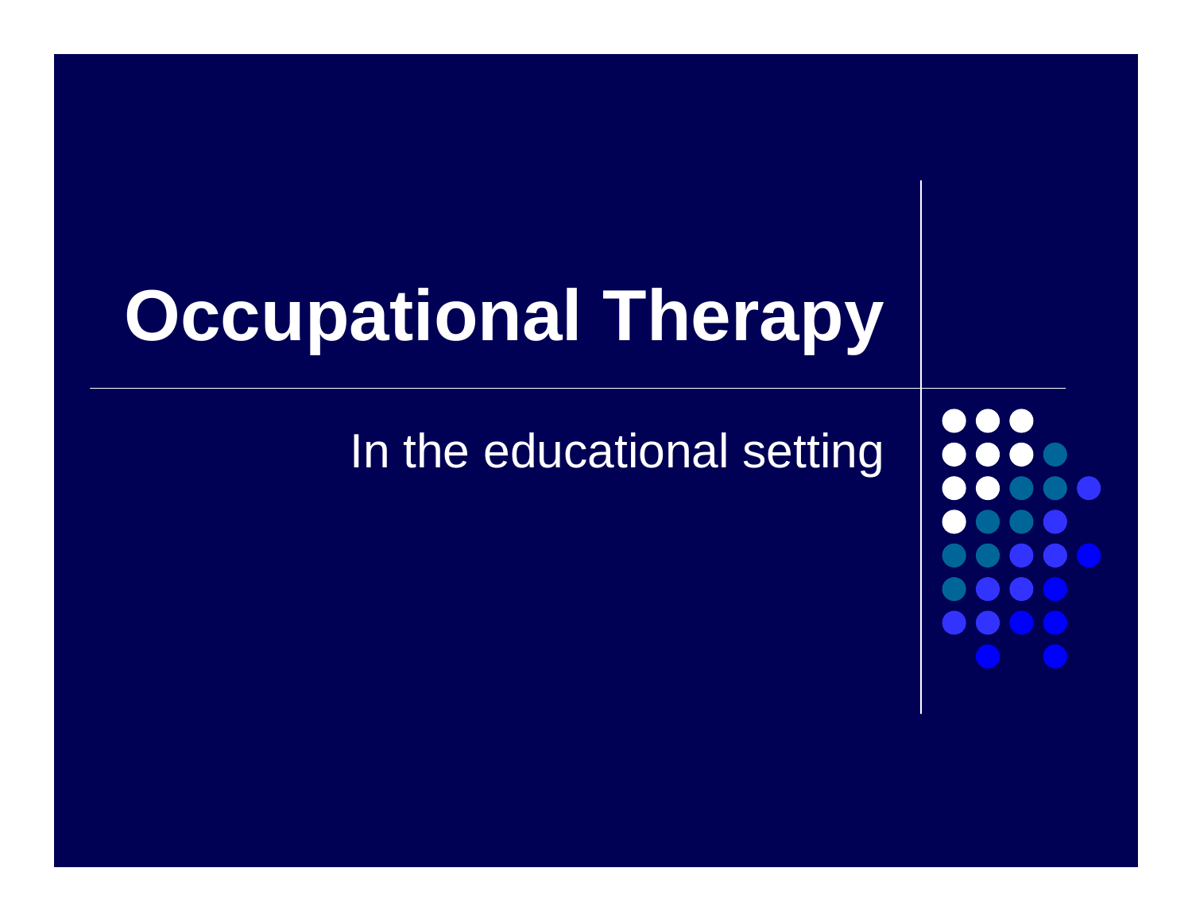# Occupational Therapy

In the educational setting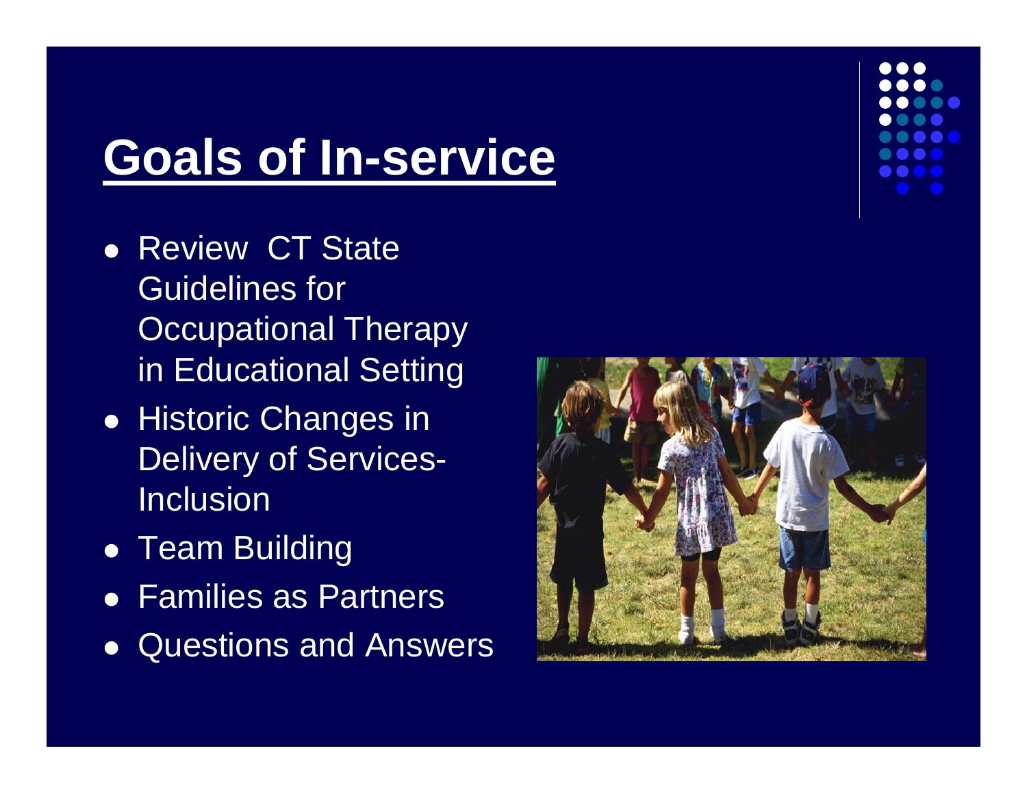# Goals of In-service

- Review CT State Guidelines for Occupational Therapy in Educational Setting
- Historic Changes in Delivery of Services- Inclusion
- Team Building
- Families as Partners
- Questions and Answers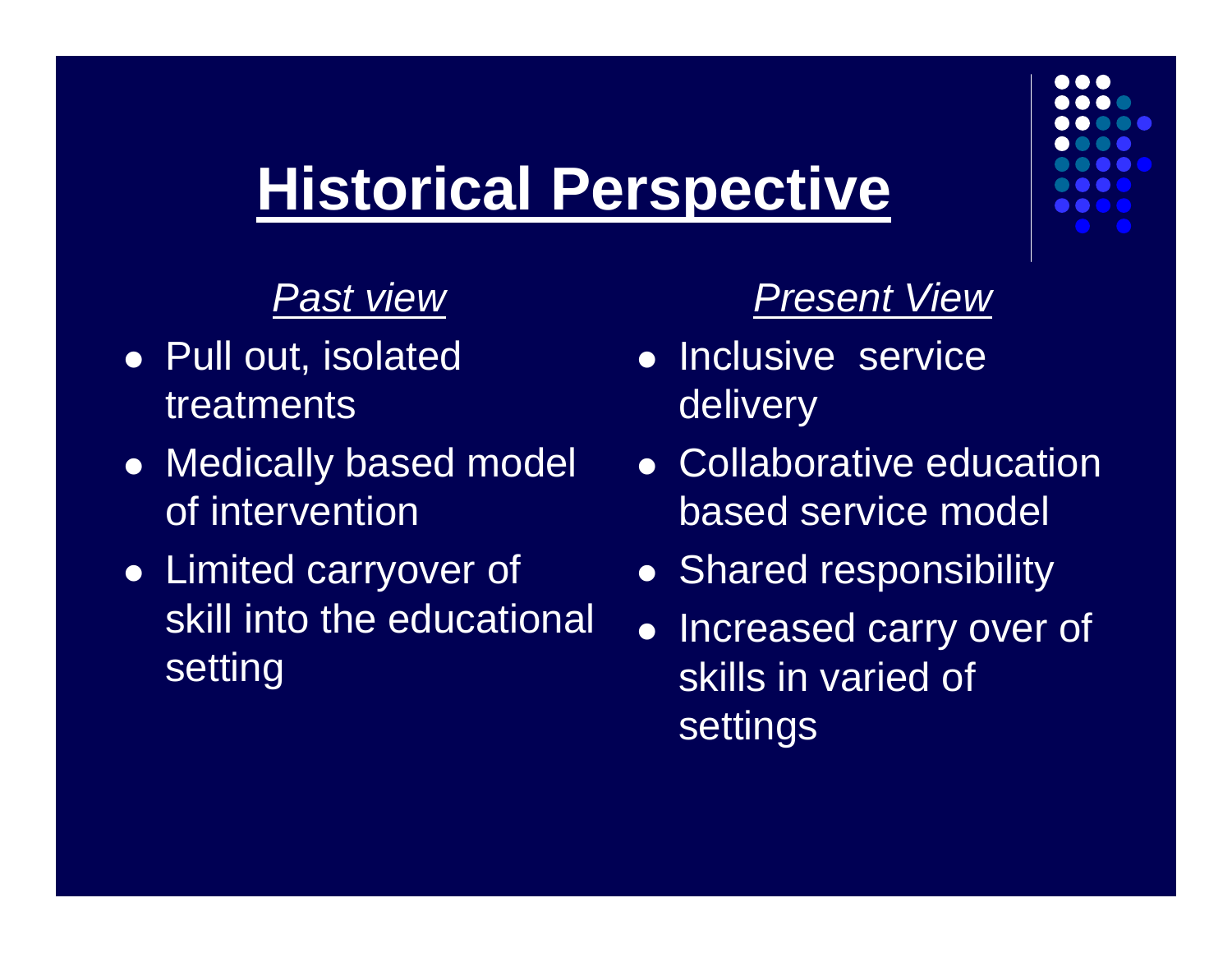# Historical Perspective

*Past view*

- Pull out, isolated treatments
- Medically based model of intervention
- Limited carryover of skill into the educational setting

*Present View*

- Inclusive service delivery
- Collaborative education based service model
- Shared responsibility
- Increased carry over of skills in varied of settings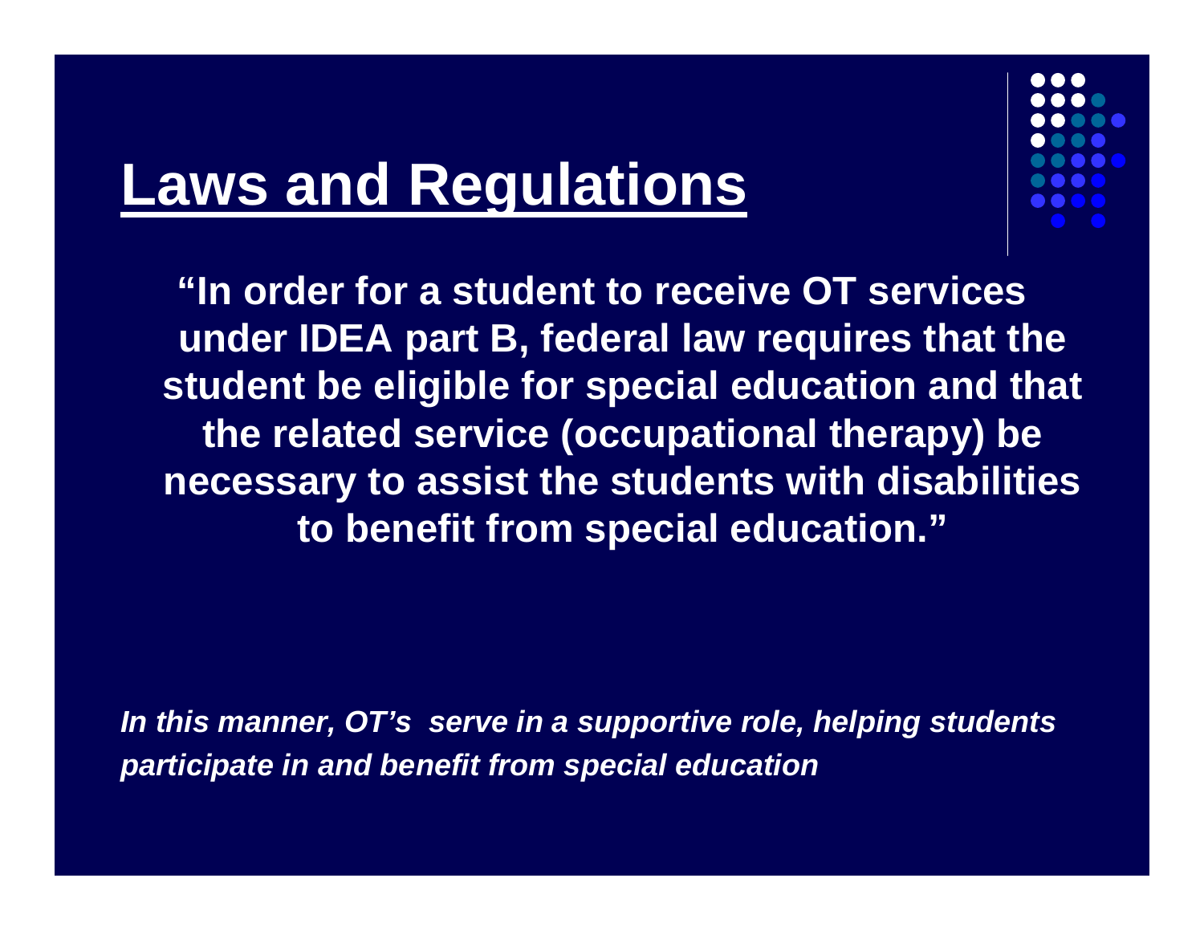# Laws and Regulations

**"In order for a student to receive OT services under IDEA part B, federal law requires that the student be eligible for special education and that the related service (occupational therapy) be necessary to assist the students with disabilities to benefit from special education."**

***In this manner, OT's serve in a supportive role, helping students participate in and benefit from special education***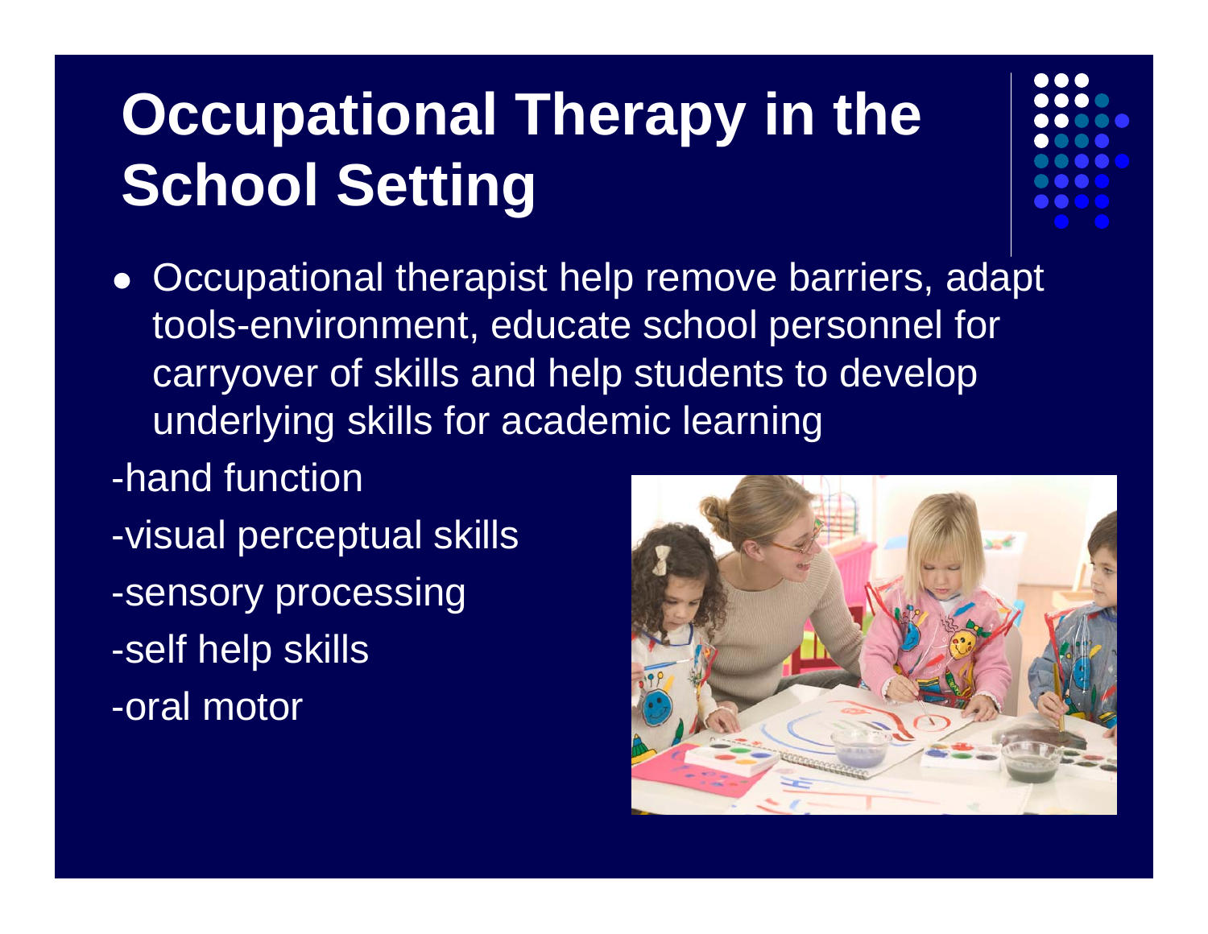# Occupational Therapy in the School Setting

- Occupational therapist help remove barriers, adapt tools-environment, educate school personnel for carryover of skills and help students to develop underlying skills for academic learning

-hand function

-visual perceptual skills

-sensory processing

-self help skills

-oral motor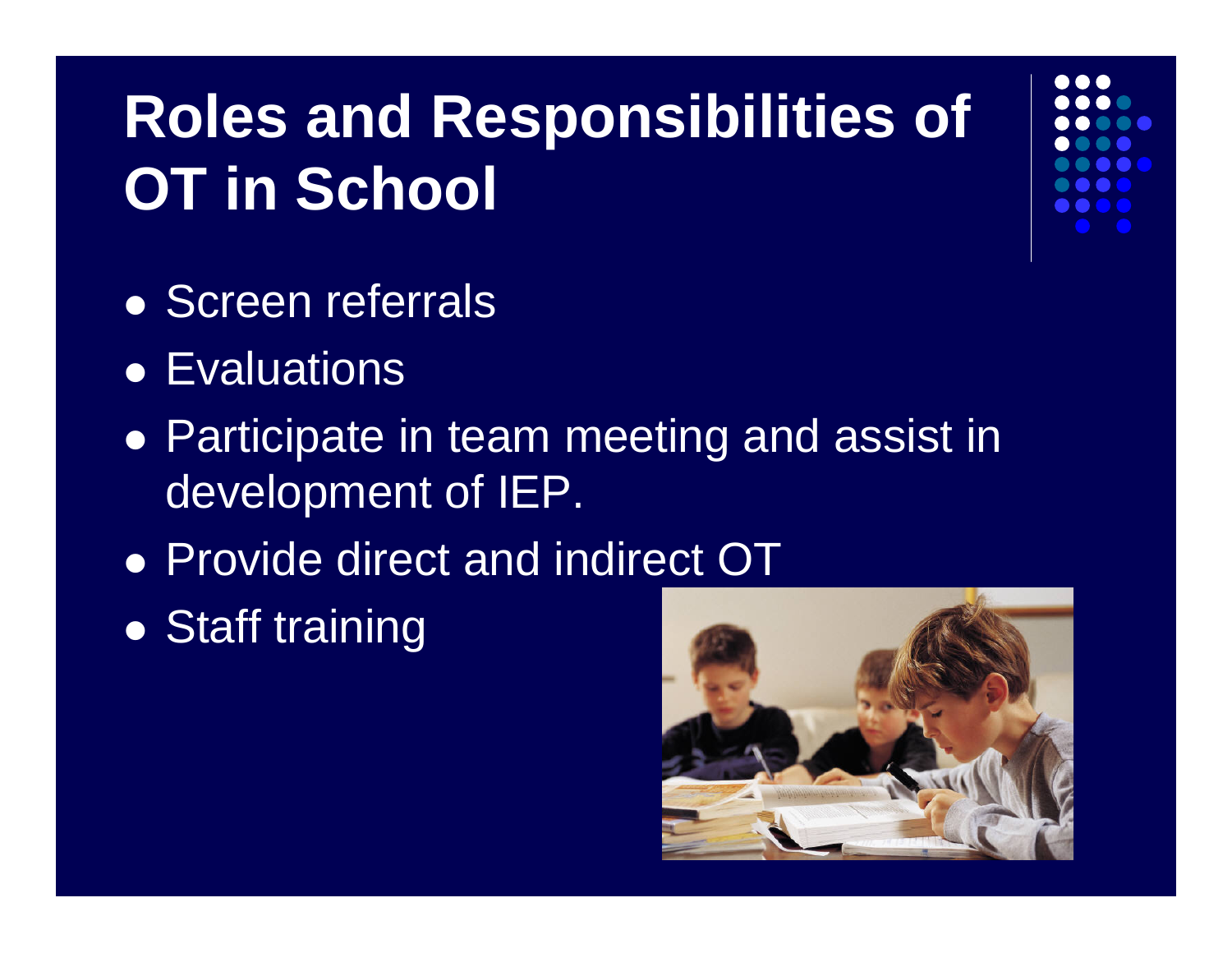# Roles and Responsibilities of OT in School

- Screen referrals
- Evaluations
- Participate in team meeting and assist in development of IEP.
- Provide direct and indirect OT
- Staff training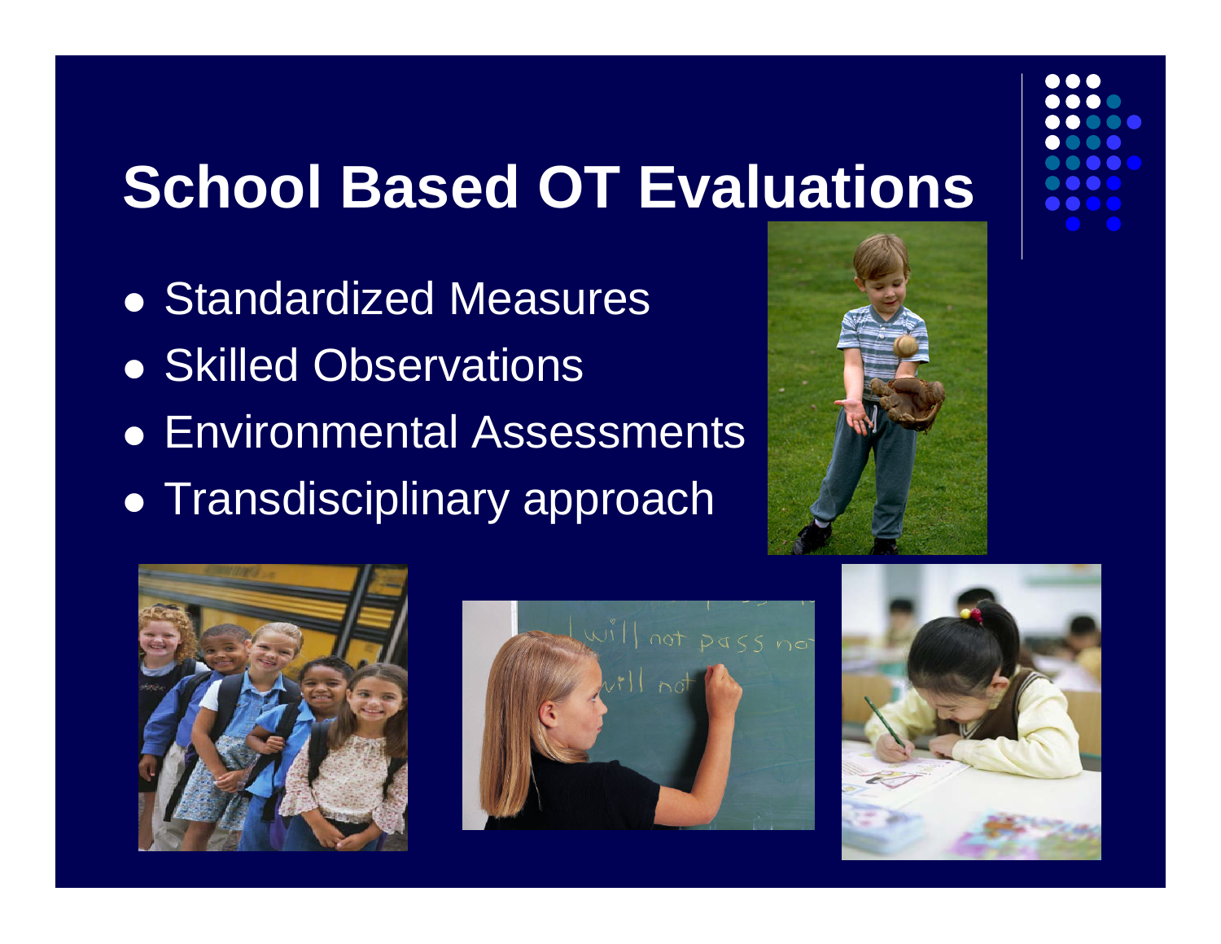# School Based OT Evaluations

- Standardized Measures
- Skilled Observations
- Environmental Assessments
- Transdisciplinary approach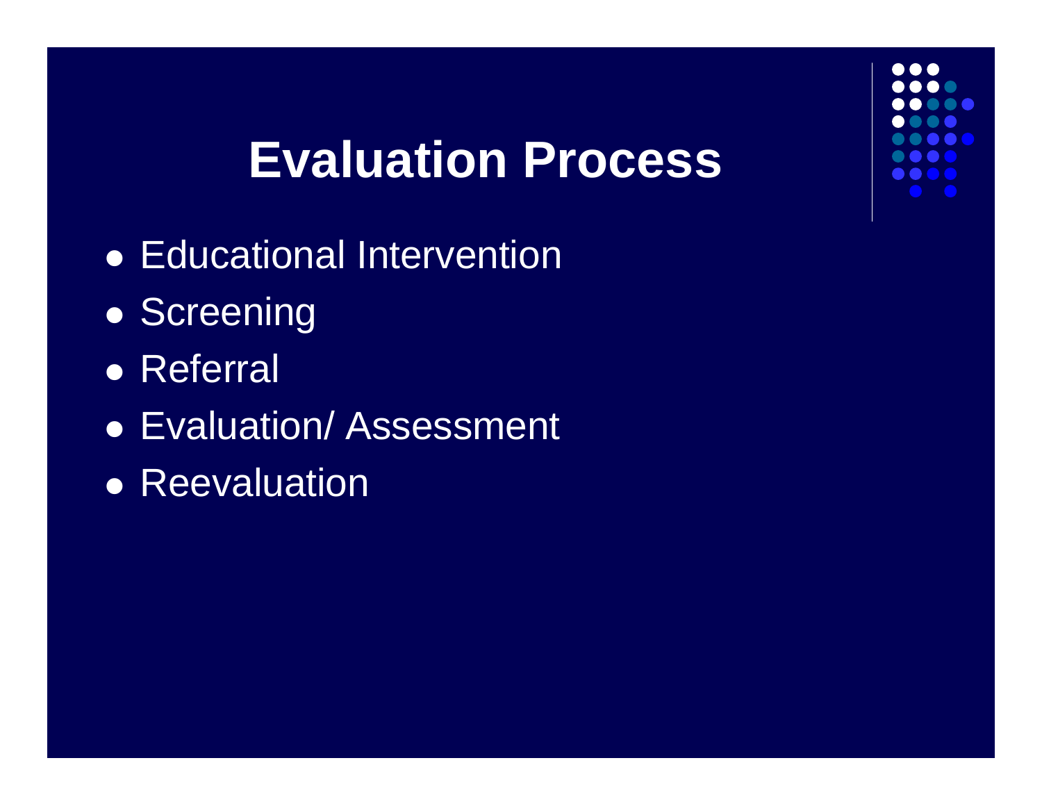# Evaluation Process

- Educational Intervention
- Screening
- Referral
- Evaluation/ Assessment
- Reevaluation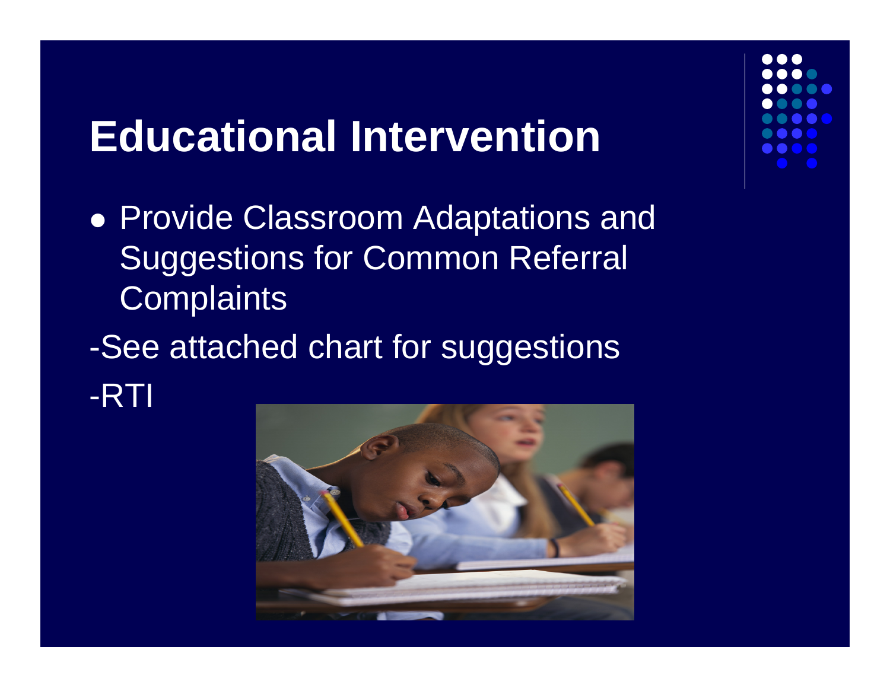# Educational Intervention

- Provide Classroom Adaptations and Suggestions for Common Referral Complaints

-See attached chart for suggestions

-RTI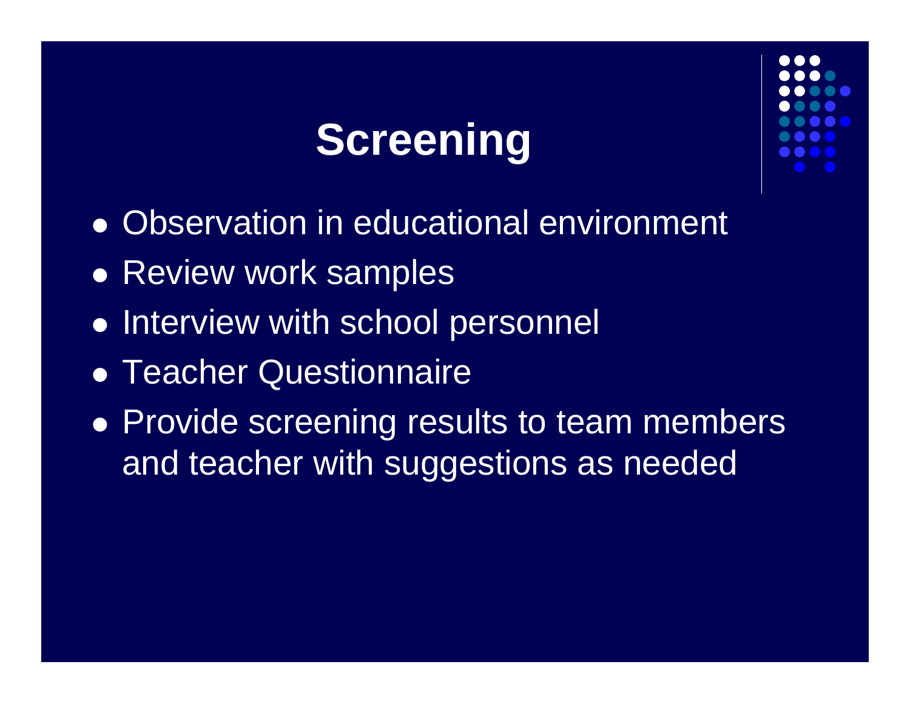# Screening

- Observation in educational environment
- Review work samples
- Interview with school personnel
- Teacher Questionnaire
- Provide screening results to team members and teacher with suggestions as needed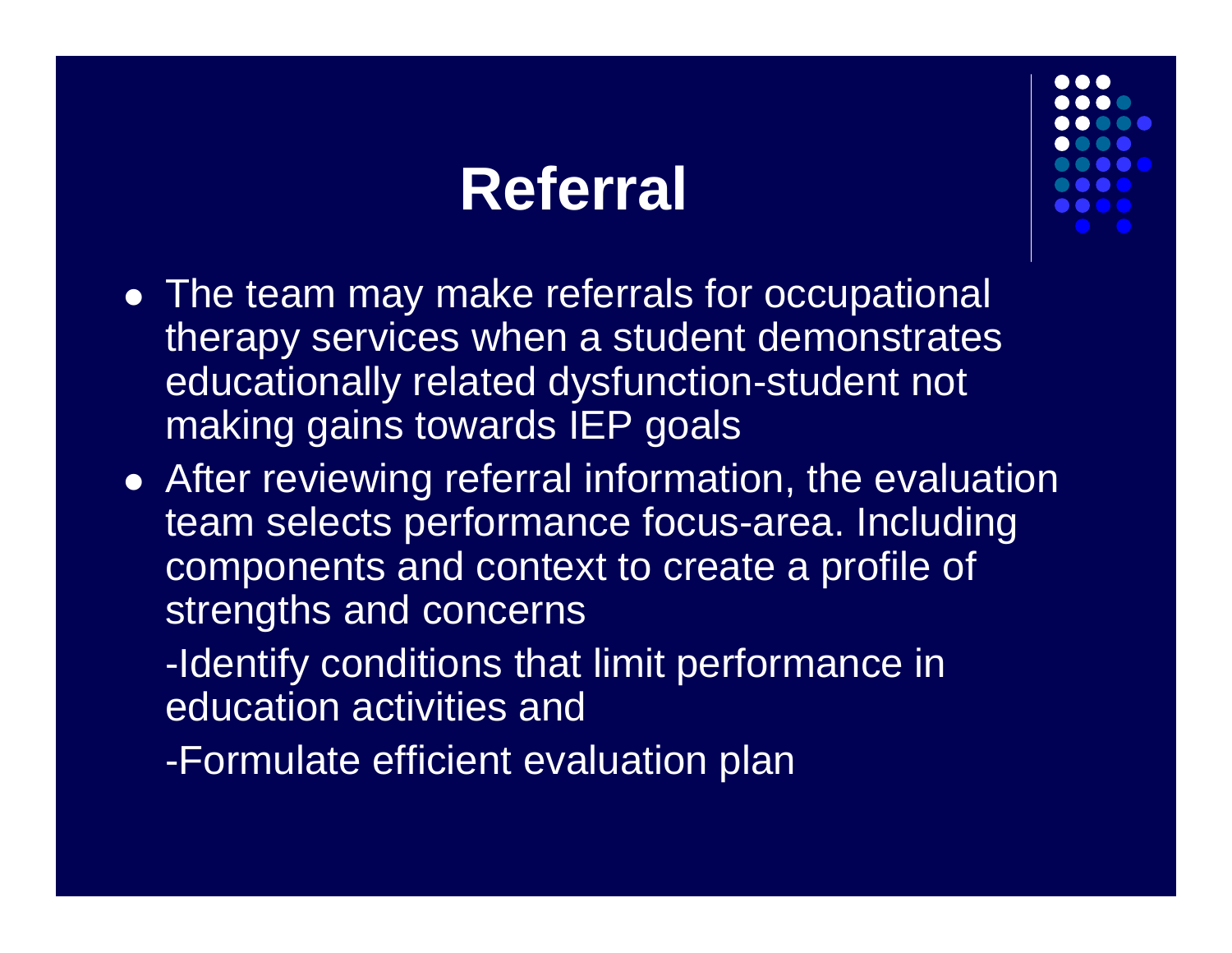# Referral

- The team may make referrals for occupational therapy services when a student demonstrates educationally related dysfunction-student not making gains towards IEP goals
- After reviewing referral information, the evaluation team selects performance focus-area. Including components and context to create a profile of strengths and concerns

  -Identify conditions that limit performance in education activities and

  -Formulate efficient evaluation plan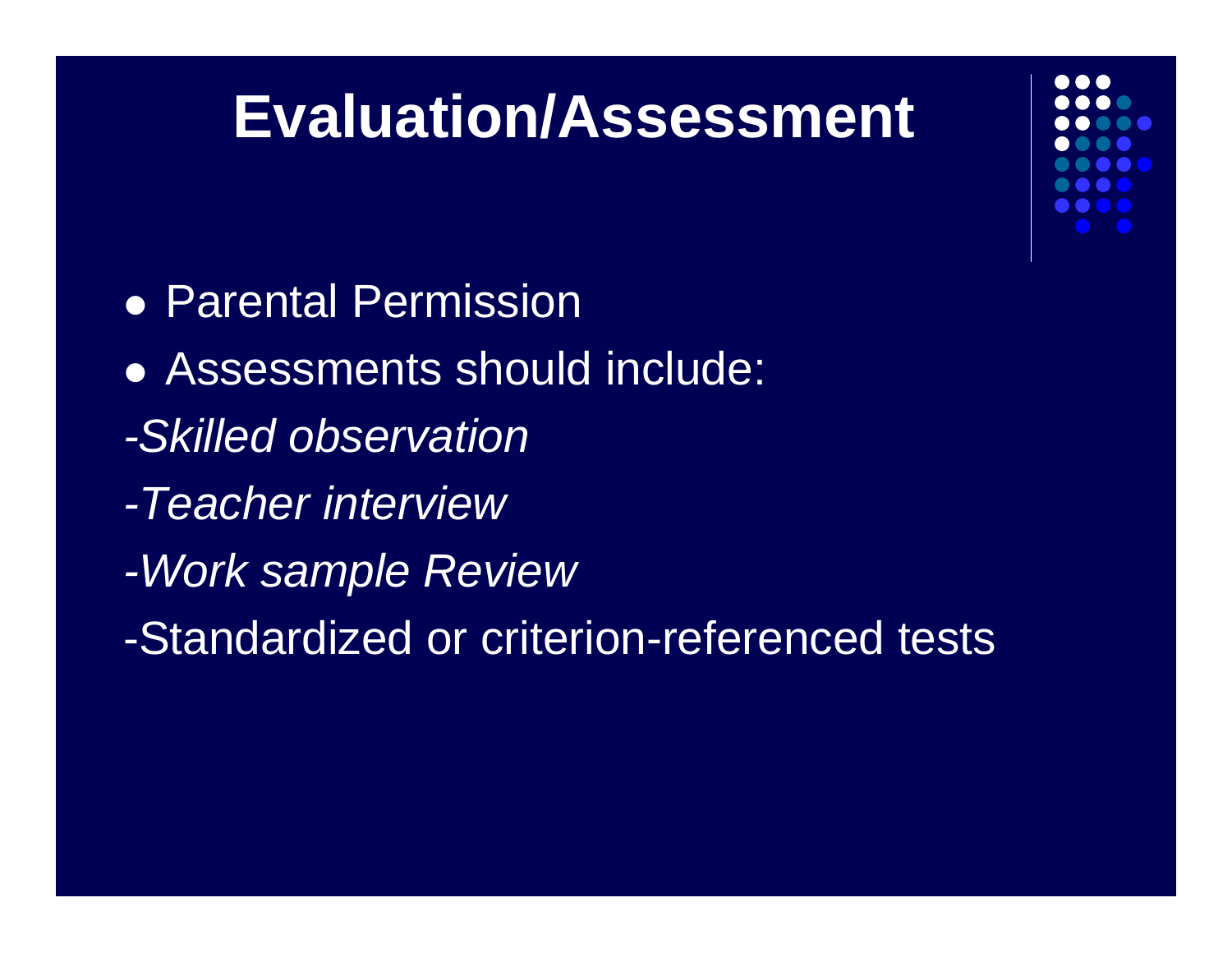# Evaluation/Assessment

- Parental Permission
- Assessments should include:

*-Skilled observation*

*-Teacher interview*

*-Work sample Review*

-Standardized or criterion-referenced tests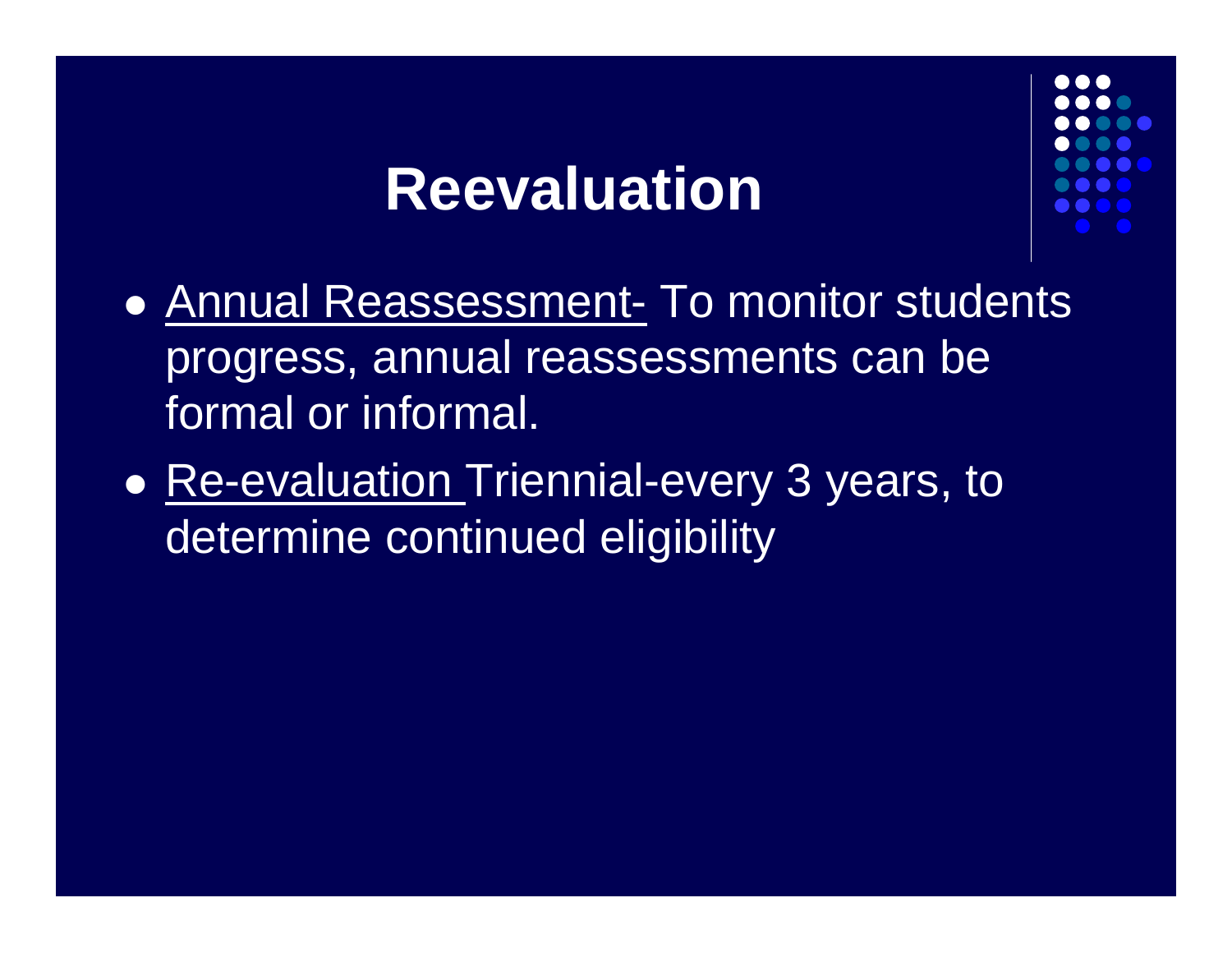# Reevaluation

- <u>Annual Reassessment-</u> To monitor students progress, annual reassessments can be formal or informal.
- <u>Re-evaluation</u> Triennial-every 3 years, to determine continued eligibility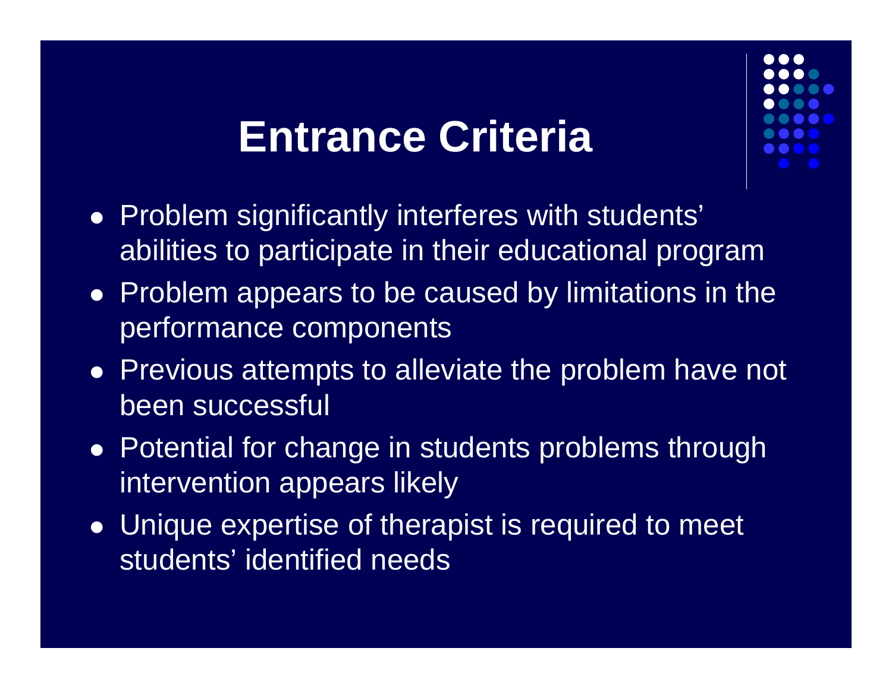# Entrance Criteria

- Problem significantly interferes with students' abilities to participate in their educational program
- Problem appears to be caused by limitations in the performance components
- Previous attempts to alleviate the problem have not been successful
- Potential for change in students problems through intervention appears likely
- Unique expertise of therapist is required to meet students' identified needs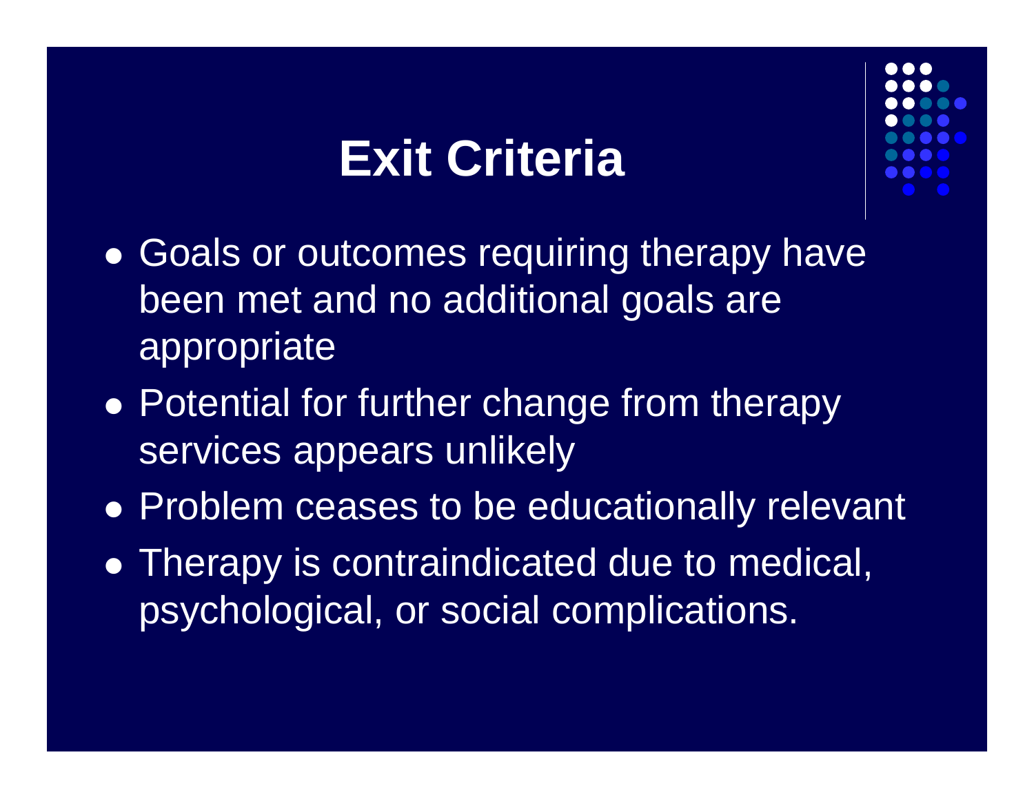# Exit Criteria

- Goals or outcomes requiring therapy have been met and no additional goals are appropriate
- Potential for further change from therapy services appears unlikely
- Problem ceases to be educationally relevant
- Therapy is contraindicated due to medical, psychological, or social complications.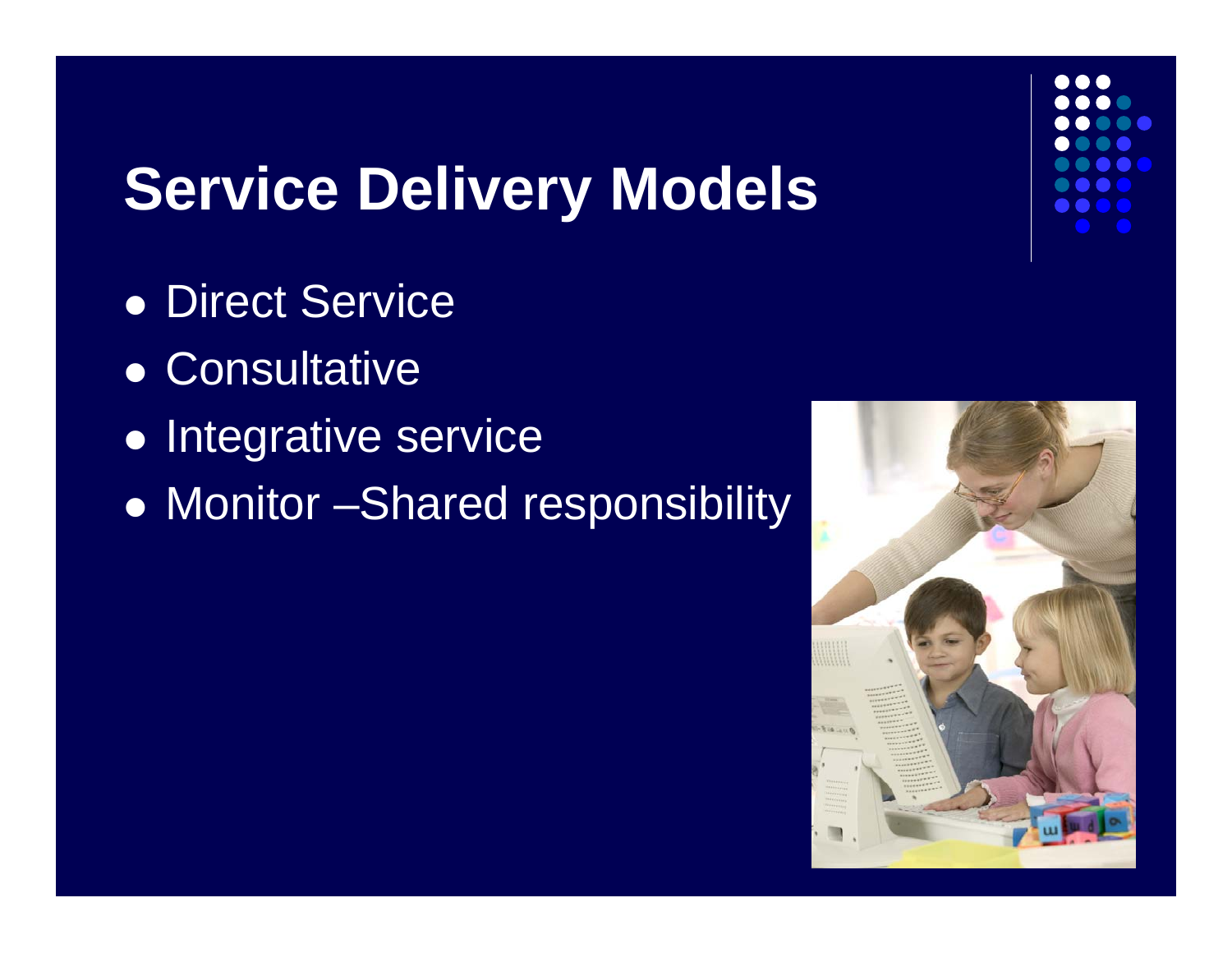# Service Delivery Models

- Direct Service
- Consultative
- Integrative service
- Monitor –Shared responsibility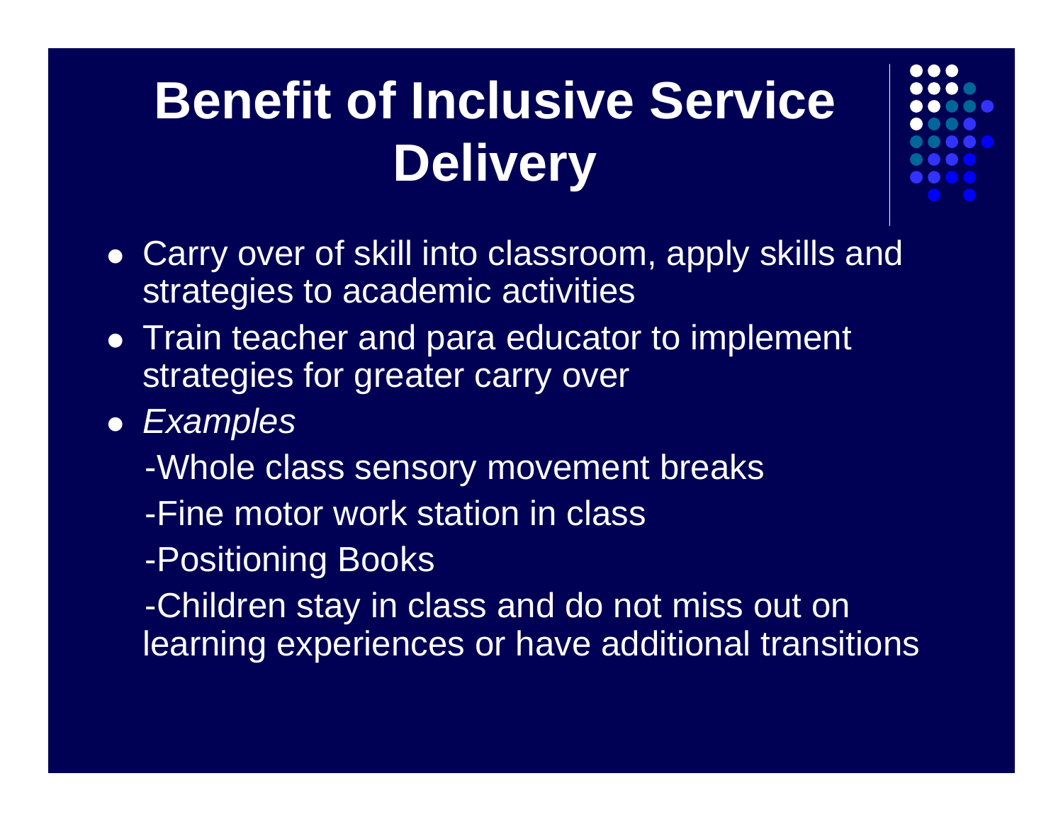# Benefit of Inclusive Service Delivery

- Carry over of skill into classroom, apply skills and strategies to academic activities
- Train teacher and para educator to implement strategies for greater carry over
- *Examples*

  -Whole class sensory movement breaks

  -Fine motor work station in class

  -Positioning Books

  -Children stay in class and do not miss out on learning experiences or have additional transitions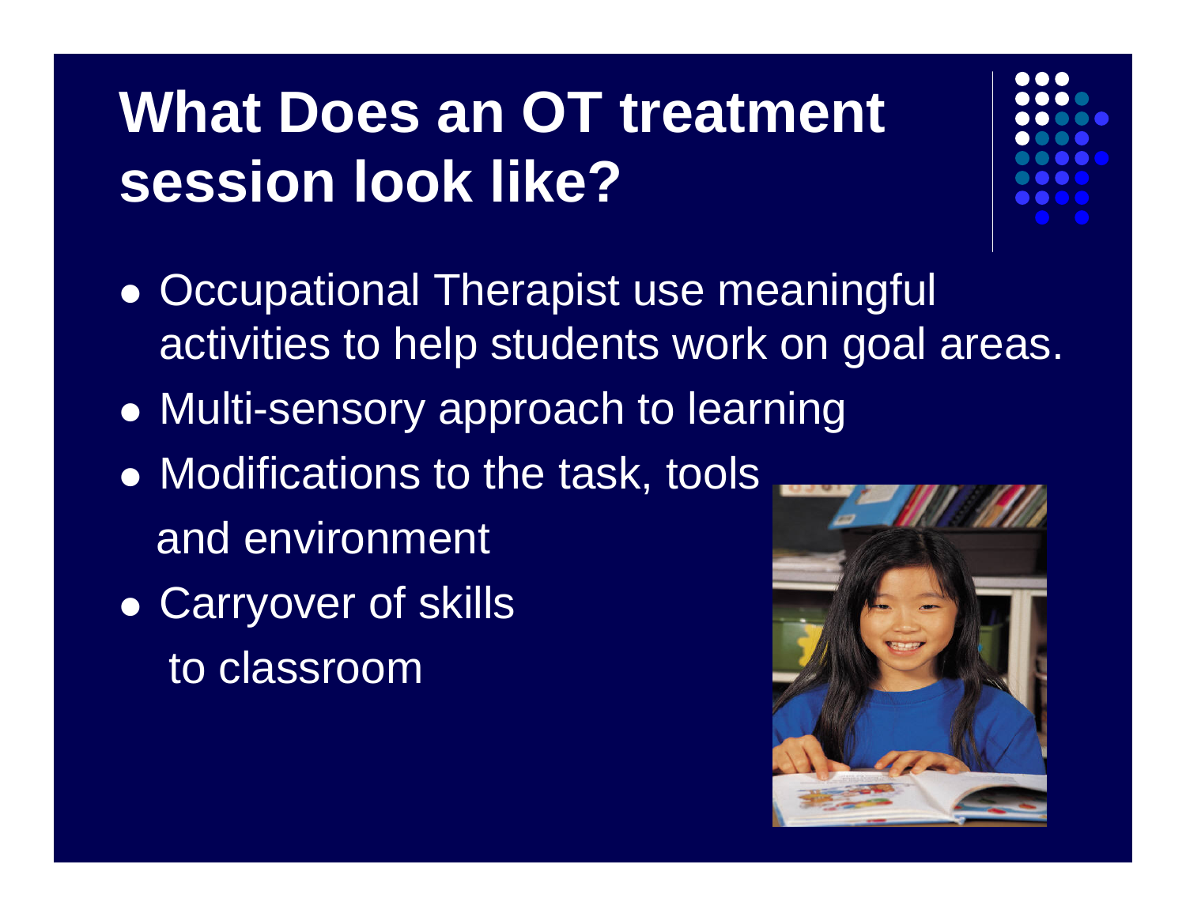# What Does an OT treatment session look like?

- Occupational Therapist use meaningful activities to help students work on goal areas.
- Multi-sensory approach to learning
- Modifications to the task, tools and environment
- Carryover of skills to classroom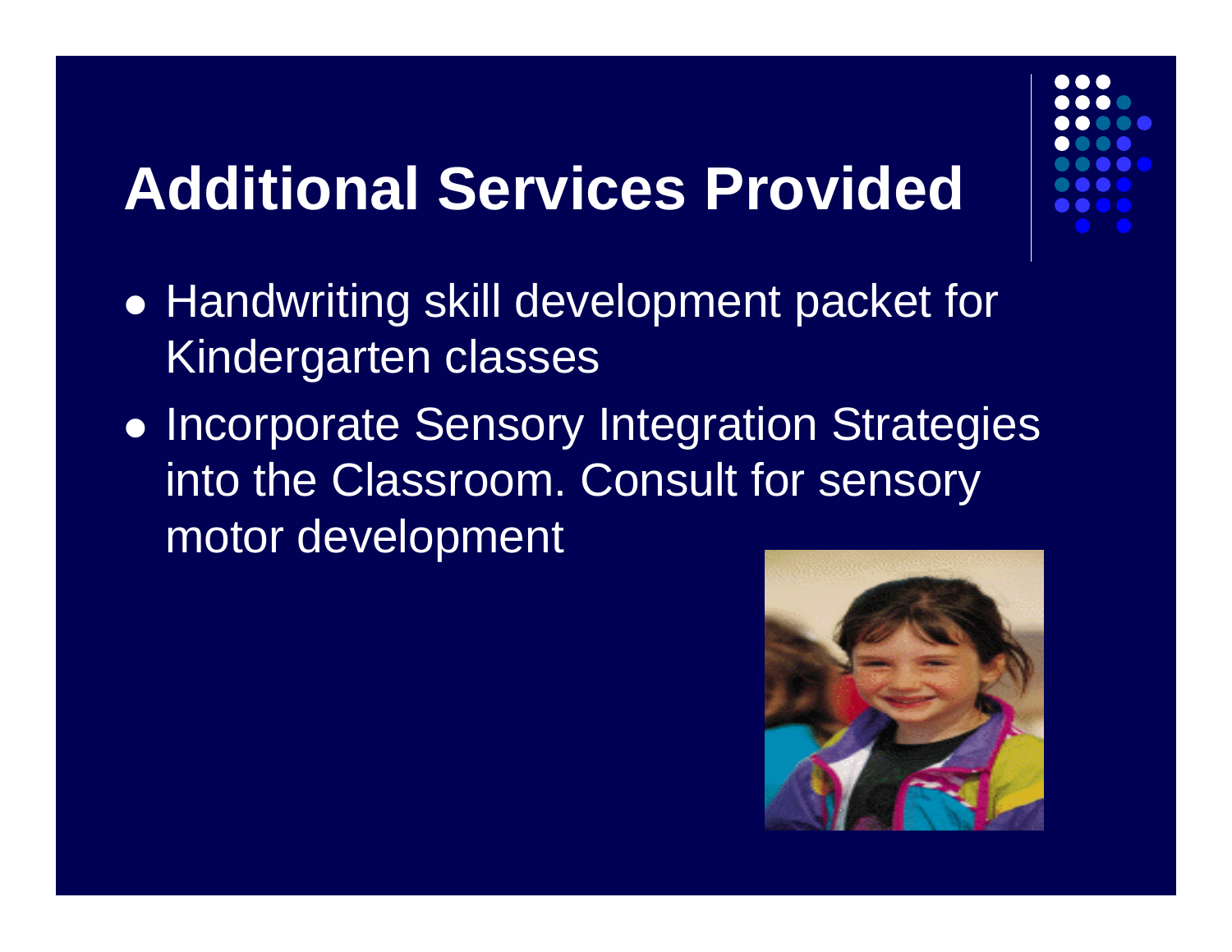# Additional Services Provided

- Handwriting skill development packet for Kindergarten classes
- Incorporate Sensory Integration Strategies into the Classroom. Consult for sensory motor development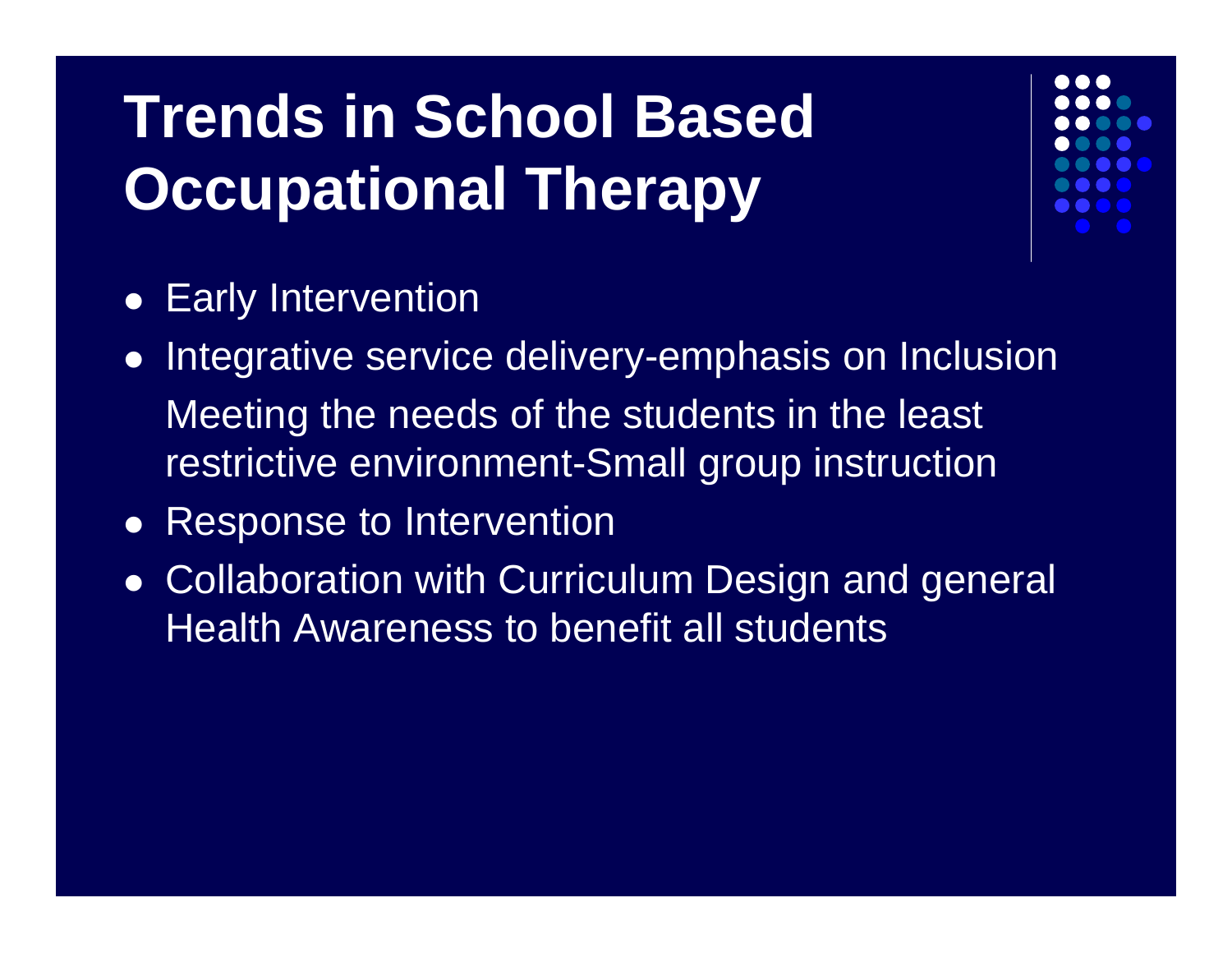# Trends in School Based Occupational Therapy

- Early Intervention
- Integrative service delivery-emphasis on Inclusion

  Meeting the needs of the students in the least restrictive environment-Small group instruction
- Response to Intervention
- Collaboration with Curriculum Design and general Health Awareness to benefit all students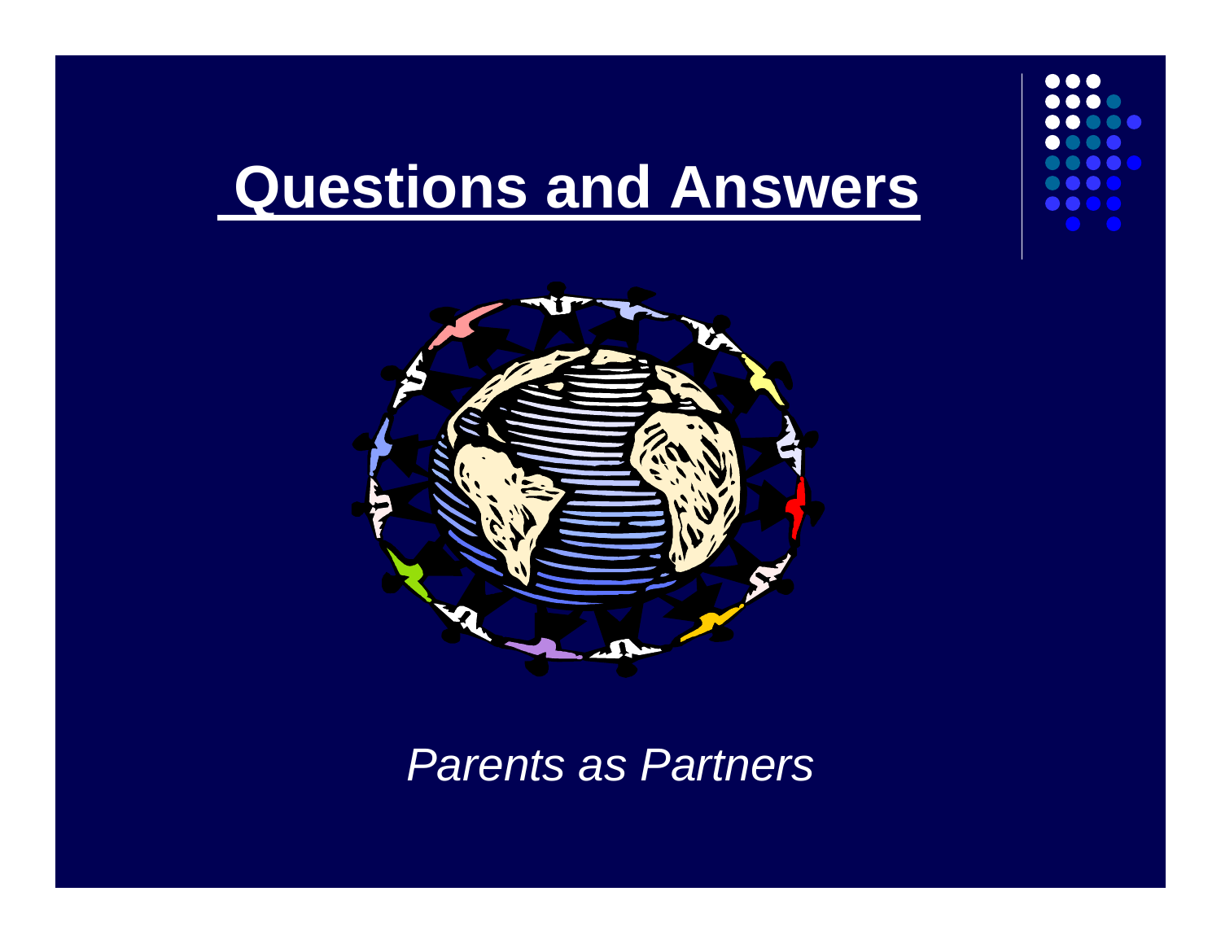# Questions and Answers

*Parents as Partners*